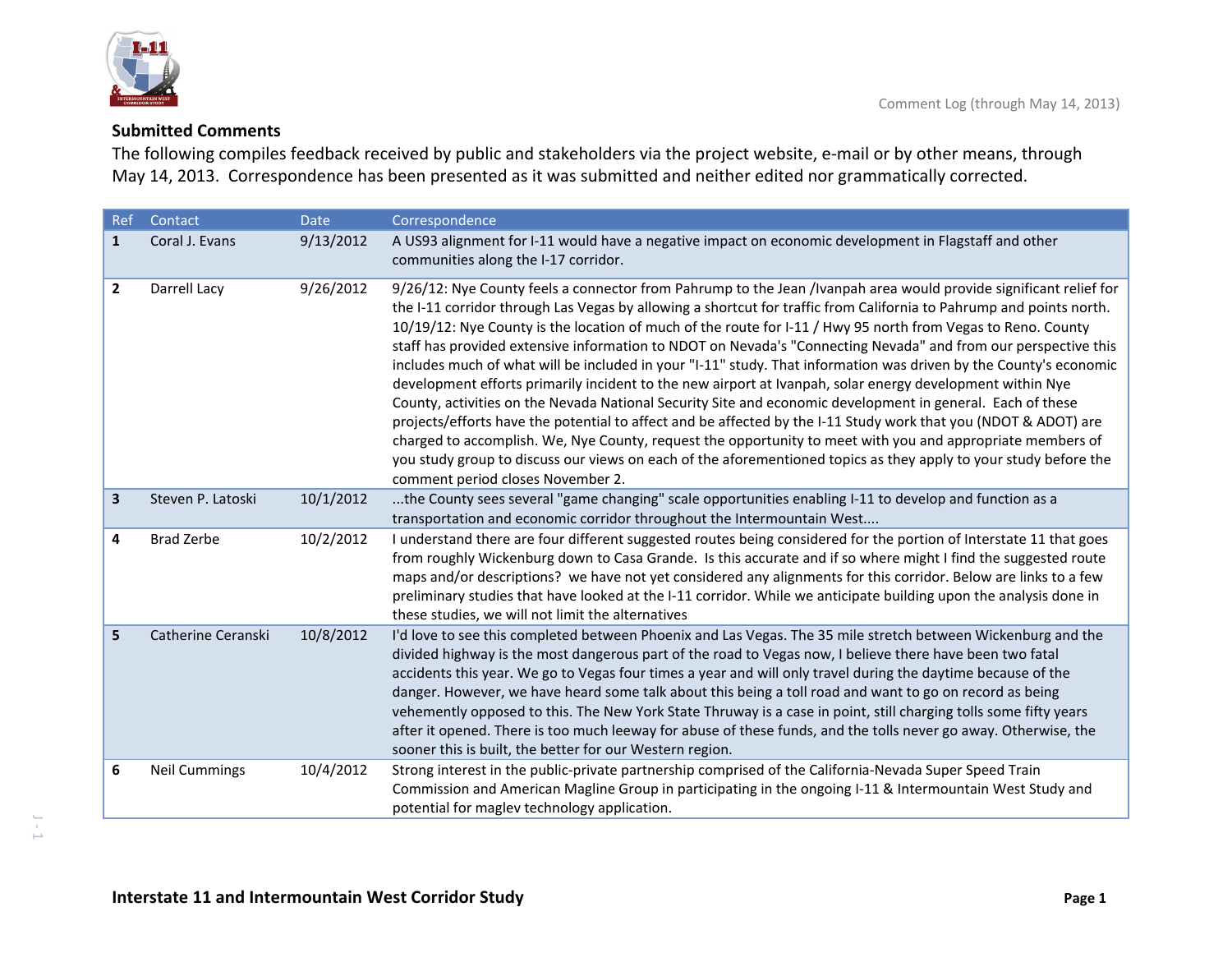## Submitted Comments

The following compiles feedback received by public and stakeholders via the project website, e-mail or by other means, through May 14, 2013. Correspondence has been presented as it was submitted and neither edited nor grammatically corrected.

| Ref | Contact | Date | Correspondence |
|---|---|---|---|
| **1** | Coral J. Evans | 9/13/2012 | A US93 alignment for I-11 would have a negative impact on economic development in Flagstaff and other communities along the I-17 corridor. |
| **2** | Darrell Lacy | 9/26/2012 | 9/26/12: Nye County feels a connector from Pahrump to the Jean /Ivanpah area would provide significant relief for the I-11 corridor through Las Vegas by allowing a shortcut for traffic from California to Pahrump and points north. 10/19/12: Nye County is the location of much of the route for I-11 / Hwy 95 north from Vegas to Reno. County staff has provided extensive information to NDOT on Nevada's "Connecting Nevada" and from our perspective this includes much of what will be included in your "I-11" study. That information was driven by the County's economic development efforts primarily incident to the new airport at Ivanpah, solar energy development within Nye County, activities on the Nevada National Security Site and economic development in general. Each of these projects/efforts have the potential to affect and be affected by the I-11 Study work that you (NDOT & ADOT) are charged to accomplish. We, Nye County, request the opportunity to meet with you and appropriate members of you study group to discuss our views on each of the aforementioned topics as they apply to your study before the comment period closes November 2. |
| **3** | Steven P. Latoski | 10/1/2012 | ...the County sees several "game changing" scale opportunities enabling I-11 to develop and function as a transportation and economic corridor throughout the Intermountain West.... |
| **4** | Brad Zerbe | 10/2/2012 | I understand there are four different suggested routes being considered for the portion of Interstate 11 that goes from roughly Wickenburg down to Casa Grande. Is this accurate and if so where might I find the suggested route maps and/or descriptions? we have not yet considered any alignments for this corridor. Below are links to a few preliminary studies that have looked at the I-11 corridor. While we anticipate building upon the analysis done in these studies, we will not limit the alternatives |
| **5** | Catherine Ceranski | 10/8/2012 | I'd love to see this completed between Phoenix and Las Vegas. The 35 mile stretch between Wickenburg and the divided highway is the most dangerous part of the road to Vegas now, I believe there have been two fatal accidents this year. We go to Vegas four times a year and will only travel during the daytime because of the danger. However, we have heard some talk about this being a toll road and want to go on record as being vehemently opposed to this. The New York State Thruway is a case in point, still charging tolls some fifty years after it opened. There is too much leeway for abuse of these funds, and the tolls never go away. Otherwise, the sooner this is built, the better for our Western region. |
| **6** | Neil Cummings | 10/4/2012 | Strong interest in the public-private partnership comprised of the California-Nevada Super Speed Train Commission and American Magline Group in participating in the ongoing I-11 & Intermountain West Study and potential for maglev technology application. |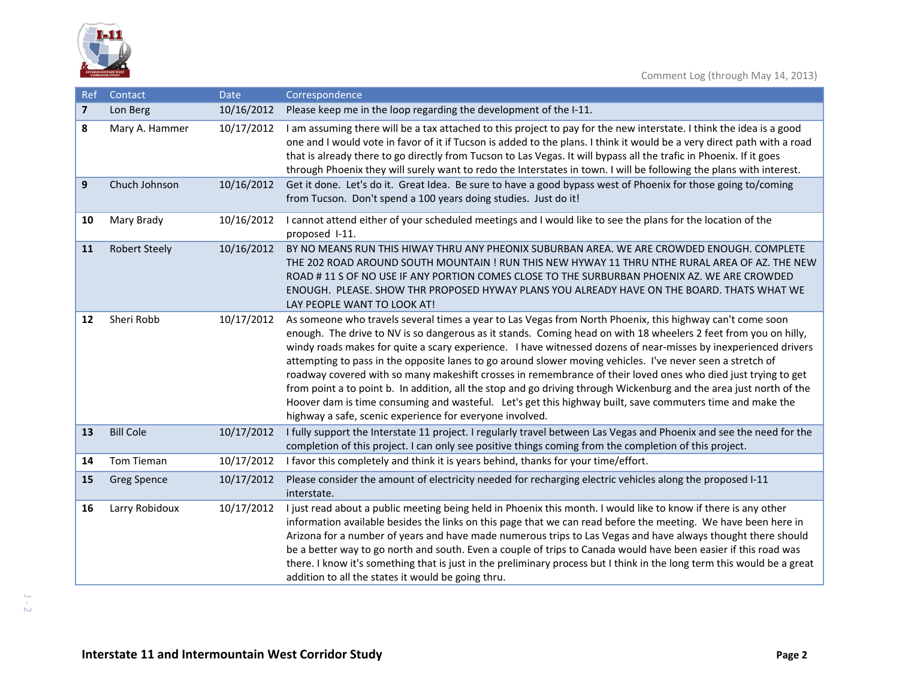| Ref | Contact | Date | Correspondence |
|---|---|---|---|
| 7 | Lon Berg | 10/16/2012 | Please keep me in the loop regarding the development of the I-11. |
| 8 | Mary A. Hammer | 10/17/2012 | I am assuming there will be a tax attached to this project to pay for the new interstate. I think the idea is a good one and I would vote in favor of it if Tucson is added to the plans. I think it would be a very direct path with a road that is already there to go directly from Tucson to Las Vegas. It will bypass all the trafic in Phoenix. If it goes through Phoenix they will surely want to redo the Interstates in town. I will be following the plans with interest. |
| 9 | Chuch Johnson | 10/16/2012 | Get it done. Let's do it. Great Idea. Be sure to have a good bypass west of Phoenix for those going to/coming from Tucson. Don't spend a 100 years doing studies. Just do it! |
| 10 | Mary Brady | 10/16/2012 | I cannot attend either of your scheduled meetings and I would like to see the plans for the location of the proposed I-11. |
| 11 | Robert Steely | 10/16/2012 | BY NO MEANS RUN THIS HIWAY THRU ANY PHEONIX SUBURBAN AREA. WE ARE CROWDED ENOUGH. COMPLETE THE 202 ROAD AROUND SOUTH MOUNTAIN ! RUN THIS NEW HYWAY 11 THRU NTHE RURAL AREA OF AZ. THE NEW ROAD # 11 S OF NO USE IF ANY PORTION COMES CLOSE TO THE SURBURBAN PHOENIX AZ. WE ARE CROWDED ENOUGH. PLEASE. SHOW THR PROPOSED HYWAY PLANS YOU ALREADY HAVE ON THE BOARD. THATS WHAT WE LAY PEOPLE WANT TO LOOK AT! |
| 12 | Sheri Robb | 10/17/2012 | As someone who travels several times a year to Las Vegas from North Phoenix, this highway can't come soon enough. The drive to NV is so dangerous as it stands. Coming head on with 18 wheelers 2 feet from you on hilly, windy roads makes for quite a scary experience. I have witnessed dozens of near-misses by inexperienced drivers attempting to pass in the opposite lanes to go around slower moving vehicles. I've never seen a stretch of roadway covered with so many makeshift crosses in remembrance of their loved ones who died just trying to get from point a to point b. In addition, all the stop and go driving through Wickenburg and the area just north of the Hoover dam is time consuming and wasteful. Let's get this highway built, save commuters time and make the highway a safe, scenic experience for everyone involved. |
| 13 | Bill Cole | 10/17/2012 | I fully support the Interstate 11 project. I regularly travel between Las Vegas and Phoenix and see the need for the completion of this project. I can only see positive things coming from the completion of this project. |
| 14 | Tom Tieman | 10/17/2012 | I favor this completely and think it is years behind, thanks for your time/effort. |
| 15 | Greg Spence | 10/17/2012 | Please consider the amount of electricity needed for recharging electric vehicles along the proposed I-11 interstate. |
| 16 | Larry Robidoux | 10/17/2012 | I just read about a public meeting being held in Phoenix this month. I would like to know if there is any other information available besides the links on this page that we can read before the meeting. We have been here in Arizona for a number of years and have made numerous trips to Las Vegas and have always thought there should be a better way to go north and south. Even a couple of trips to Canada would have been easier if this road was there. I know it's something that is just in the preliminary process but I think in the long term this would be a great addition to all the states it would be going thru. |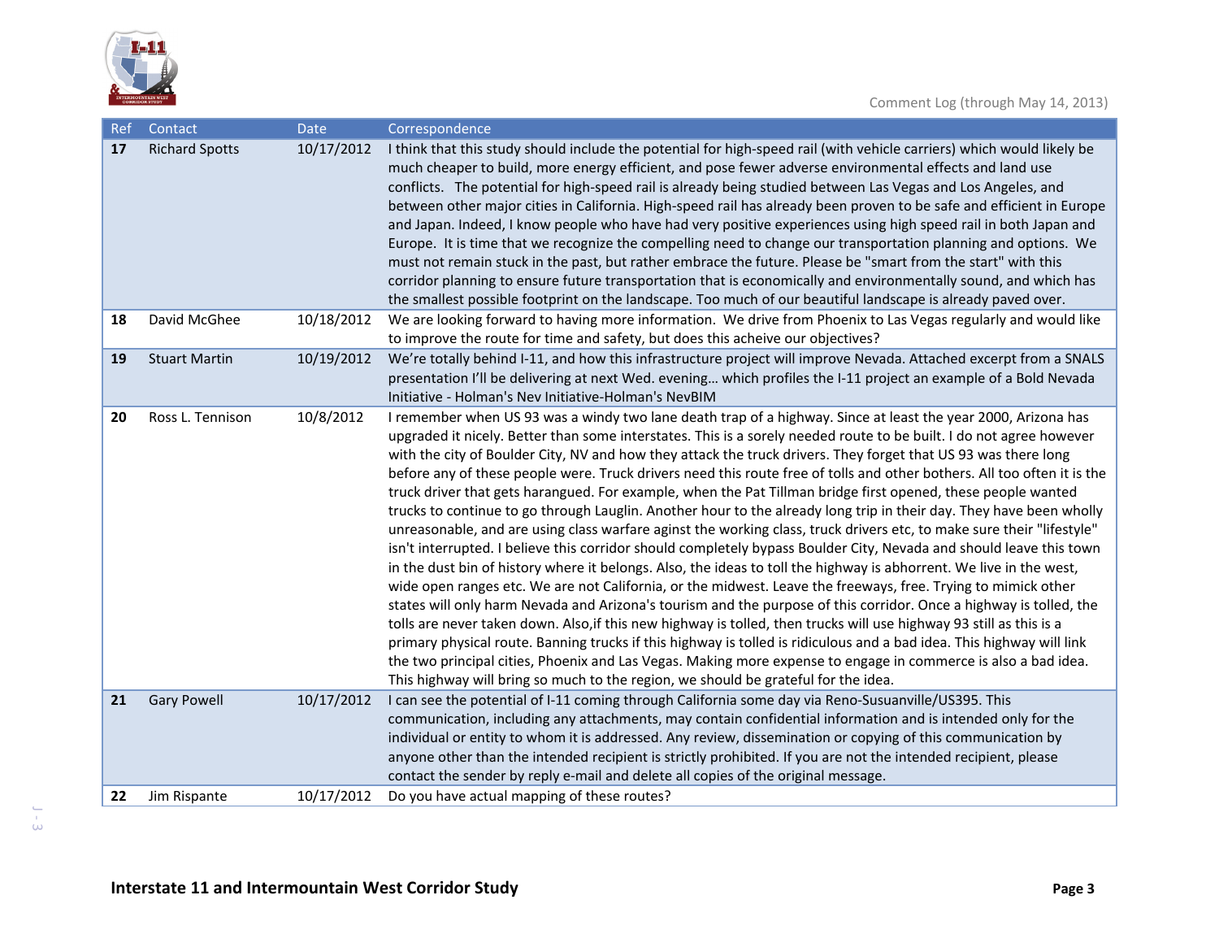| Ref | Contact | Date | Correspondence |
|---|---|---|---|
| **17** | Richard Spotts | 10/17/2012 | I think that this study should include the potential for high-speed rail (with vehicle carriers) which would likely be much cheaper to build, more energy efficient, and pose fewer adverse environmental effects and land use conflicts. The potential for high-speed rail is already being studied between Las Vegas and Los Angeles, and between other major cities in California. High-speed rail has already been proven to be safe and efficient in Europe and Japan. Indeed, I know people who have had very positive experiences using high speed rail in both Japan and Europe. It is time that we recognize the compelling need to change our transportation planning and options. We must not remain stuck in the past, but rather embrace the future. Please be "smart from the start" with this corridor planning to ensure future transportation that is economically and environmentally sound, and which has the smallest possible footprint on the landscape. Too much of our beautiful landscape is already paved over. |
| **18** | David McGhee | 10/18/2012 | We are looking forward to having more information. We drive from Phoenix to Las Vegas regularly and would like to improve the route for time and safety, but does this acheive our objectives? |
| **19** | Stuart Martin | 10/19/2012 | We're totally behind I-11, and how this infrastructure project will improve Nevada. Attached excerpt from a SNALS presentation I'll be delivering at next Wed. evening… which profiles the I-11 project an example of a Bold Nevada Initiative - Holman's Nev Initiative-Holman's NevBIM |
| **20** | Ross L. Tennison | 10/8/2012 | I remember when US 93 was a windy two lane death trap of a highway. Since at least the year 2000, Arizona has upgraded it nicely. Better than some interstates. This is a sorely needed route to be built. I do not agree however with the city of Boulder City, NV and how they attack the truck drivers. They forget that US 93 was there long before any of these people were. Truck drivers need this route free of tolls and other bothers. All too often it is the truck driver that gets harangued. For example, when the Pat Tillman bridge first opened, these people wanted trucks to continue to go through Laughlin. Another hour to the already long trip in their day. They have been wholly unreasonable, and are using class warfare aginst the working class, truck drivers etc, to make sure their "lifestyle" isn't interrupted. I believe this corridor should completely bypass Boulder City, Nevada and should leave this town in the dust bin of history where it belongs. Also, the ideas to toll the highway is abhorrent. We live in the west, wide open ranges etc. We are not California, or the midwest. Leave the freeways, free. Trying to mimick other states will only harm Nevada and Arizona's tourism and the purpose of this corridor. Once a highway is tolled, the tolls are never taken down. Also,if this new highway is tolled, then trucks will use highway 93 still as this is a primary physical route. Banning trucks if this highway is tolled is ridiculous and a bad idea. This highway will link the two principal cities, Phoenix and Las Vegas. Making more expense to engage in commerce is also a bad idea. This highway will bring so much to the region, we should be grateful for the idea. |
| **21** | Gary Powell | 10/17/2012 | I can see the potential of I-11 coming through California some day via Reno-Susuanville/US395. This communication, including any attachments, may contain confidential information and is intended only for the individual or entity to whom it is addressed. Any review, dissemination or copying of this communication by anyone other than the intended recipient is strictly prohibited. If you are not the intended recipient, please contact the sender by reply e-mail and delete all copies of the original message. |
| **22** | Jim Rispante | 10/17/2012 | Do you have actual mapping of these routes? |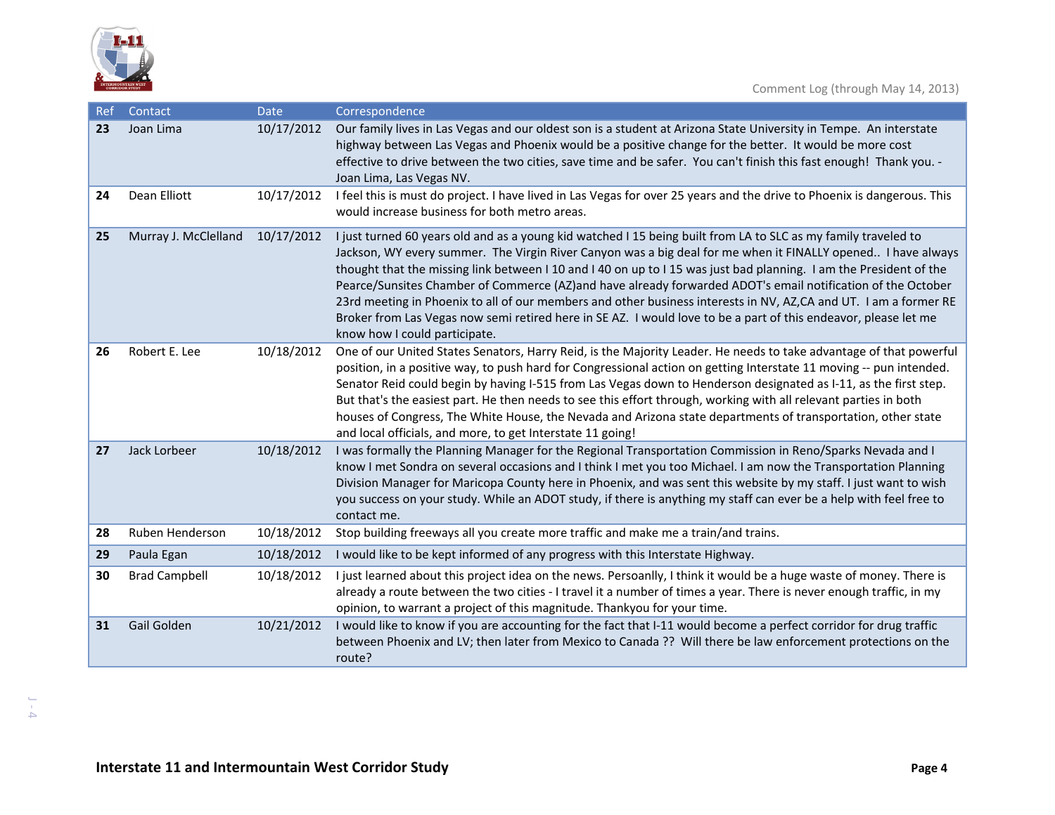| Ref | Contact | Date | Correspondence |
|---|---|---|---|
| **23** | Joan Lima | 10/17/2012 | Our family lives in Las Vegas and our oldest son is a student at Arizona State University in Tempe. An interstate highway between Las Vegas and Phoenix would be a positive change for the better. It would be more cost effective to drive between the two cities, save time and be safer. You can't finish this fast enough! Thank you. - Joan Lima, Las Vegas NV. |
| **24** | Dean Elliott | 10/17/2012 | I feel this is must do project. I have lived in Las Vegas for over 25 years and the drive to Phoenix is dangerous. This would increase business for both metro areas. |
| **25** | Murray J. McClelland | 10/17/2012 | I just turned 60 years old and as a young kid watched I 15 being built from LA to SLC as my family traveled to Jackson, WY every summer. The Virgin River Canyon was a big deal for me when it FINALLY opened.. I have always thought that the missing link between I 10 and I 40 on up to I 15 was just bad planning. I am the President of the Pearce/Sunsites Chamber of Commerce (AZ)and have already forwarded ADOT's email notification of the October 23rd meeting in Phoenix to all of our members and other business interests in NV, AZ,CA and UT. I am a former RE Broker from Las Vegas now semi retired here in SE AZ. I would love to be a part of this endeavor, please let me know how I could participate. |
| **26** | Robert E. Lee | 10/18/2012 | One of our United States Senators, Harry Reid, is the Majority Leader. He needs to take advantage of that powerful position, in a positive way, to push hard for Congressional action on getting Interstate 11 moving -- pun intended. Senator Reid could begin by having I-515 from Las Vegas down to Henderson designated as I-11, as the first step. But that's the easiest part. He then needs to see this effort through, working with all relevant parties in both houses of Congress, The White House, the Nevada and Arizona state departments of transportation, other state and local officials, and more, to get Interstate 11 going! |
| **27** | Jack Lorbeer | 10/18/2012 | I was formally the Planning Manager for the Regional Transportation Commission in Reno/Sparks Nevada and I know I met Sondra on several occasions and I think I met you too Michael. I am now the Transportation Planning Division Manager for Maricopa County here in Phoenix, and was sent this website by my staff. I just want to wish you success on your study. While an ADOT study, if there is anything my staff can ever be a help with feel free to contact me. |
| **28** | Ruben Henderson | 10/18/2012 | Stop building freeways all you create more traffic and make me a train/and trains. |
| **29** | Paula Egan | 10/18/2012 | I would like to be kept informed of any progress with this Interstate Highway. |
| **30** | Brad Campbell | 10/18/2012 | I just learned about this project idea on the news. Persoanlly, I think it would be a huge waste of money. There is already a route between the two cities - I travel it a number of times a year. There is never enough traffic, in my opinion, to warrant a project of this magnitude. Thankyou for your time. |
| **31** | Gail Golden | 10/21/2012 | I would like to know if you are accounting for the fact that I-11 would become a perfect corridor for drug traffic between Phoenix and LV; then later from Mexico to Canada ?? Will there be law enforcement protections on the route? |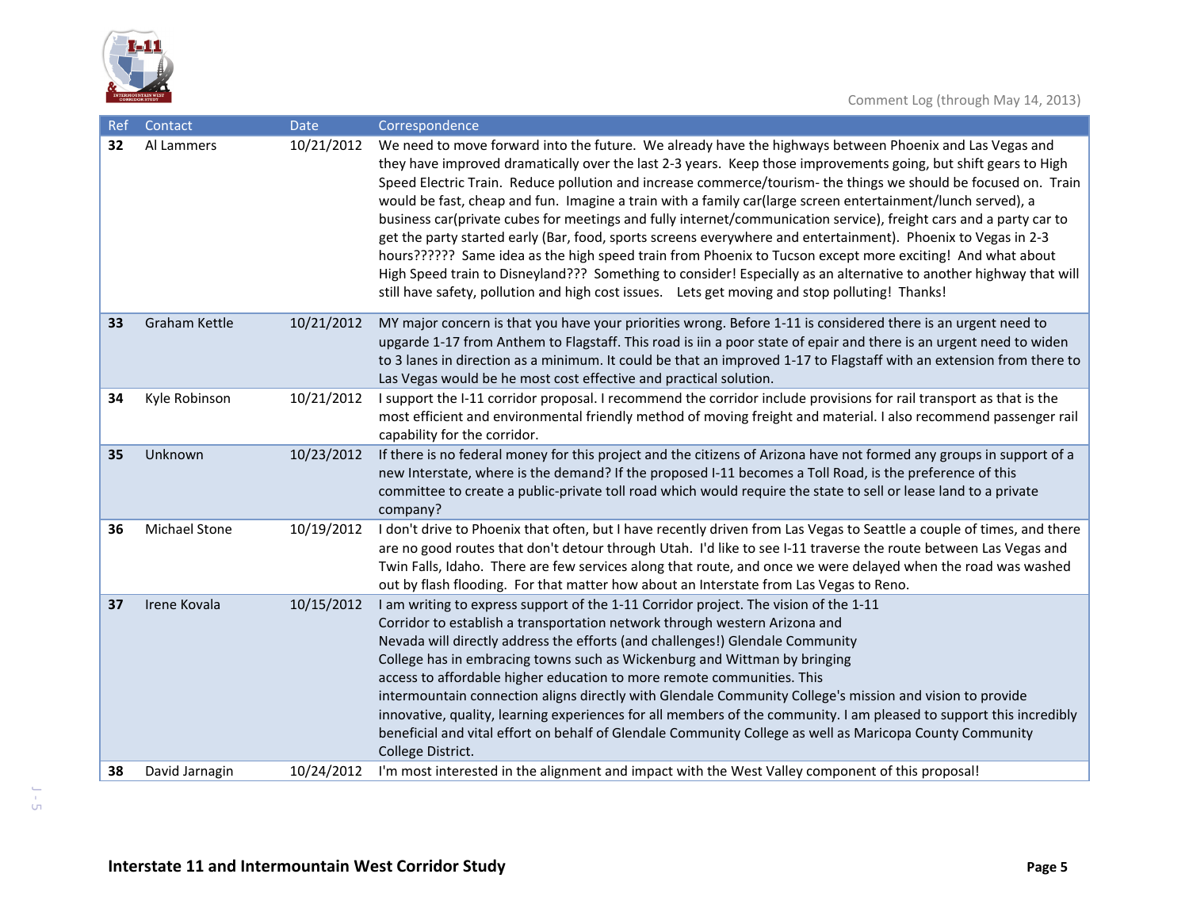Comment Log (through May 14, 2013)

| Ref | Contact | Date | Correspondence |
|---|---|---|---|
| 32 | Al Lammers | 10/21/2012 | We need to move forward into the future. We already have the highways between Phoenix and Las Vegas and they have improved dramatically over the last 2-3 years. Keep those improvements going, but shift gears to High Speed Electric Train. Reduce pollution and increase commerce/tourism- the things we should be focused on. Train would be fast, cheap and fun. Imagine a train with a family car(large screen entertainment/lunch served), a business car(private cubes for meetings and fully internet/communication service), freight cars and a party car to get the party started early (Bar, food, sports screens everywhere and entertainment). Phoenix to Vegas in 2-3 hours?????? Same idea as the high speed train from Phoenix to Tucson except more exciting! And what about High Speed train to Disneyland??? Something to consider! Especially as an alternative to another highway that will still have safety, pollution and high cost issues. Lets get moving and stop polluting! Thanks! |
| 33 | Graham Kettle | 10/21/2012 | MY major concern is that you have your priorities wrong. Before 1-11 is considered there is an urgent need to upgarde 1-17 from Anthem to Flagstaff. This road is iin a poor state of epair and there is an urgent need to widen to 3 lanes in direction as a minimum. It could be that an improved 1-17 to Flagstaff with an extension from there to Las Vegas would be he most cost effective and practical solution. |
| 34 | Kyle Robinson | 10/21/2012 | I support the I-11 corridor proposal. I recommend the corridor include provisions for rail transport as that is the most efficient and environmental friendly method of moving freight and material. I also recommend passenger rail capability for the corridor. |
| 35 | Unknown | 10/23/2012 | If there is no federal money for this project and the citizens of Arizona have not formed any groups in support of a new Interstate, where is the demand? If the proposed I-11 becomes a Toll Road, is the preference of this committee to create a public-private toll road which would require the state to sell or lease land to a private company? |
| 36 | Michael Stone | 10/19/2012 | I don't drive to Phoenix that often, but I have recently driven from Las Vegas to Seattle a couple of times, and there are no good routes that don't detour through Utah. I'd like to see I-11 traverse the route between Las Vegas and Twin Falls, Idaho. There are few services along that route, and once we were delayed when the road was washed out by flash flooding. For that matter how about an Interstate from Las Vegas to Reno. |
| 37 | Irene Kovala | 10/15/2012 | I am writing to express support of the 1-11 Corridor project. The vision of the 1-11 Corridor to establish a transportation network through western Arizona and Nevada will directly address the efforts (and challenges!) Glendale Community College has in embracing towns such as Wickenburg and Wittman by bringing access to affordable higher education to more remote communities. This intermountain connection aligns directly with Glendale Community College's mission and vision to provide innovative, quality, learning experiences for all members of the community. I am pleased to support this incredibly beneficial and vital effort on behalf of Glendale Community College as well as Maricopa County Community College District. |
| 38 | David Jarnagin | 10/24/2012 | I'm most interested in the alignment and impact with the West Valley component of this proposal! |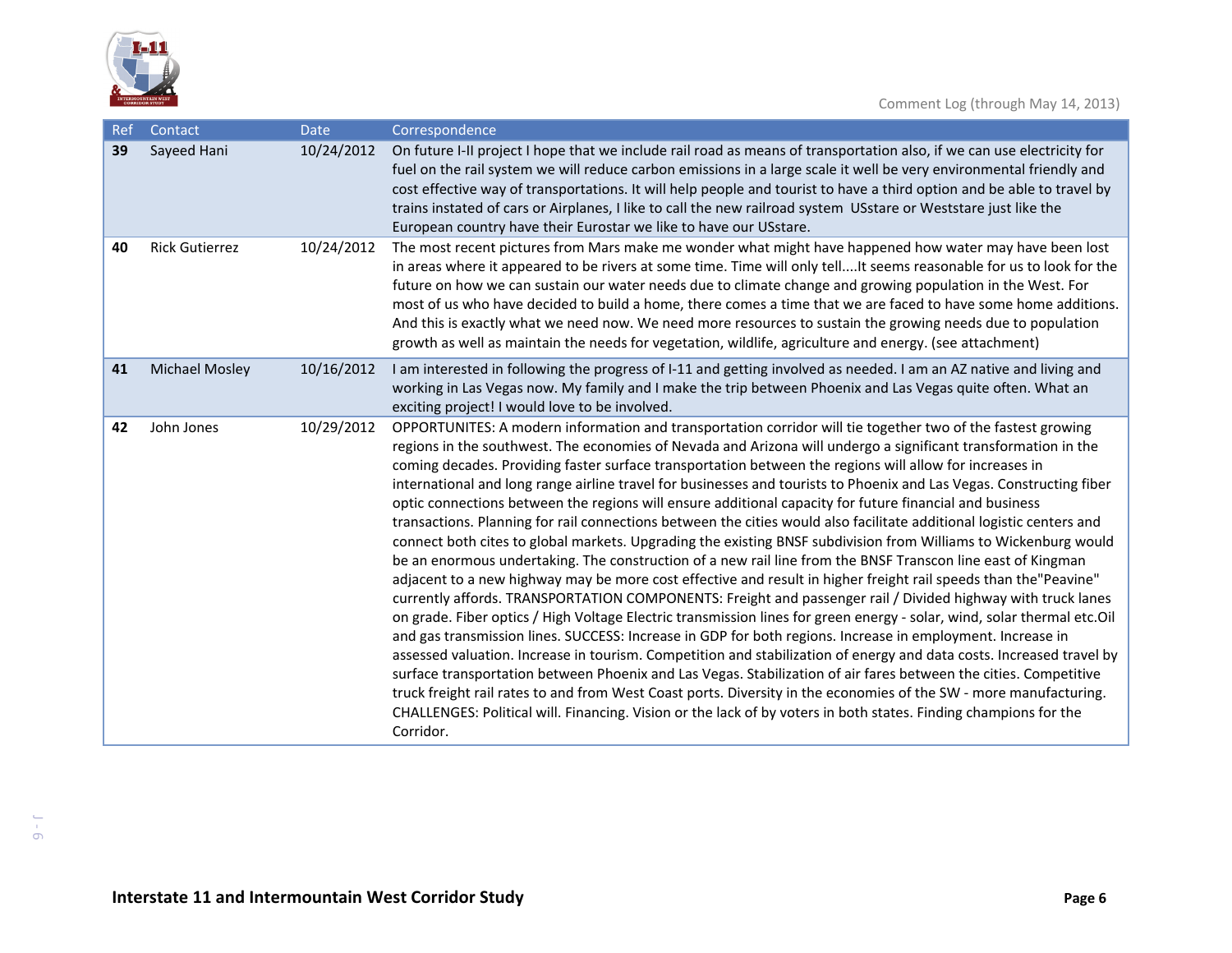| Ref | Contact | Date | Correspondence |
|---|---|---|---|
| **39** | Sayeed Hani | 10/24/2012 | On future I-II project I hope that we include rail road as means of transportation also, if we can use electricity for fuel on the rail system we will reduce carbon emissions in a large scale it well be very environmental friendly and cost effective way of transportations. It will help people and tourist to have a third option and be able to travel by trains instated of cars or Airplanes, I like to call the new railroad system USstare or Weststare just like the European country have their Eurostar we like to have our USstare. |
| **40** | Rick Gutierrez | 10/24/2012 | The most recent pictures from Mars make me wonder what might have happened how water may have been lost in areas where it appeared to be rivers at some time. Time will only tell....It seems reasonable for us to look for the future on how we can sustain our water needs due to climate change and growing population in the West. For most of us who have decided to build a home, there comes a time that we are faced to have some home additions. And this is exactly what we need now. We need more resources to sustain the growing needs due to population growth as well as maintain the needs for vegetation, wildlife, agriculture and energy. (see attachment) |
| **41** | Michael Mosley | 10/16/2012 | I am interested in following the progress of I-11 and getting involved as needed. I am an AZ native and living and working in Las Vegas now. My family and I make the trip between Phoenix and Las Vegas quite often. What an exciting project! I would love to be involved. |
| **42** | John Jones | 10/29/2012 | OPPORTUNITES: A modern information and transportation corridor will tie together two of the fastest growing regions in the southwest. The economies of Nevada and Arizona will undergo a significant transformation in the coming decades. Providing faster surface transportation between the regions will allow for increases in international and long range airline travel for businesses and tourists to Phoenix and Las Vegas. Constructing fiber optic connections between the regions will ensure additional capacity for future financial and business transactions. Planning for rail connections between the cities would also facilitate additional logistic centers and connect both cites to global markets. Upgrading the existing BNSF subdivision from Williams to Wickenburg would be an enormous undertaking. The construction of a new rail line from the BNSF Transcon line east of Kingman adjacent to a new highway may be more cost effective and result in higher freight rail speeds than the"Peavine" currently affords. TRANSPORTATION COMPONENTS: Freight and passenger rail / Divided highway with truck lanes on grade. Fiber optics / High Voltage Electric transmission lines for green energy - solar, wind, solar thermal etc.Oil and gas transmission lines. SUCCESS: Increase in GDP for both regions. Increase in employment. Increase in assessed valuation. Increase in tourism. Competition and stabilization of energy and data costs. Increased travel by surface transportation between Phoenix and Las Vegas. Stabilization of air fares between the cities. Competitive truck freight rail rates to and from West Coast ports. Diversity in the economies of the SW - more manufacturing. CHALLENGES: Political will. Financing. Vision or the lack of by voters in both states. Finding champions for the Corridor. |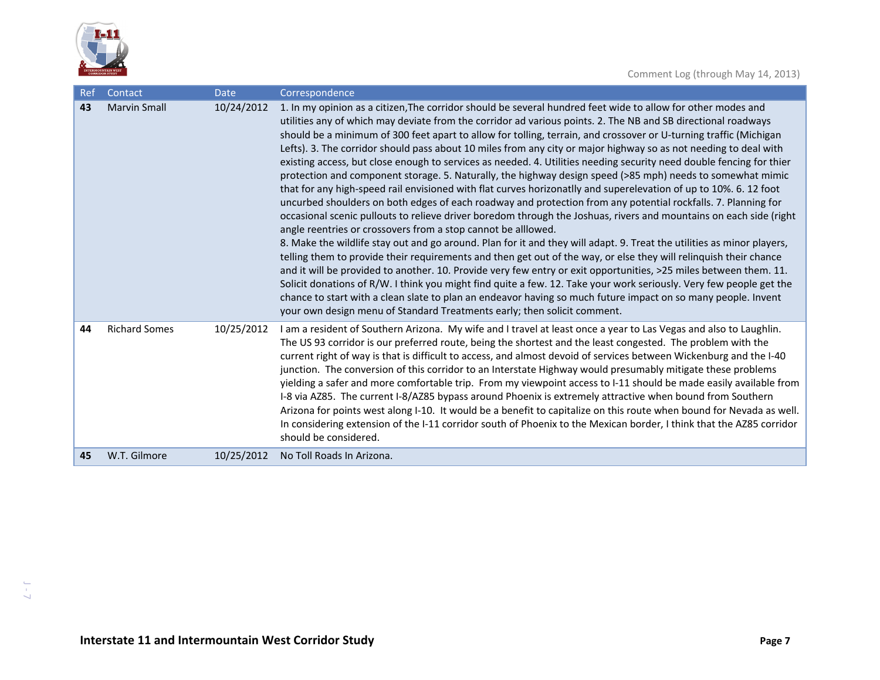| Ref | Contact | Date | Correspondence |
|---|---|---|---|
| **43** | Marvin Small | 10/24/2012 | 1. In my opinion as a citizen,The corridor should be several hundred feet wide to allow for other modes and utilities any of which may deviate from the corridor ad various points. 2. The NB and SB directional roadways should be a minimum of 300 feet apart to allow for tolling, terrain, and crossover or U-turning traffic (Michigan Lefts). 3. The corridor should pass about 10 miles from any city or major highway so as not needing to deal with existing access, but close enough to services as needed. 4. Utilities needing security need double fencing for thier protection and component storage. 5. Naturally, the highway design speed (>85 mph) needs to somewhat mimic that for any high-speed rail envisioned with flat curves horizonatlly and superelevation of up to 10%. 6. 12 foot uncurbed shoulders on both edges of each roadway and protection from any potential rockfalls. 7. Planning for occasional scenic pullouts to relieve driver boredom through the Joshuas, rivers and mountains on each side (right angle reentries or crossovers from a stop cannot be alllowed. 8. Make the wildlife stay out and go around. Plan for it and they will adapt. 9. Treat the utilities as minor players, telling them to provide their requirements and then get out of the way, or else they will relinquish their chance and it will be provided to another. 10. Provide very few entry or exit opportunities, >25 miles between them. 11. Solicit donations of R/W. I think you might find quite a few. 12. Take your work seriously. Very few people get the chance to start with a clean slate to plan an endeavor having so much future impact on so many people. Invent your own design menu of Standard Treatments early; then solicit comment. |
| **44** | Richard Somes | 10/25/2012 | I am a resident of Southern Arizona. My wife and I travel at least once a year to Las Vegas and also to Laughlin. The US 93 corridor is our preferred route, being the shortest and the least congested. The problem with the current right of way is that is difficult to access, and almost devoid of services between Wickenburg and the I-40 junction. The conversion of this corridor to an Interstate Highway would presumably mitigate these problems yielding a safer and more comfortable trip. From my viewpoint access to I-11 should be made easily available from I-8 via AZ85. The current I-8/AZ85 bypass around Phoenix is extremely attractive when bound from Southern Arizona for points west along I-10. It would be a benefit to capitalize on this route when bound for Nevada as well. In considering extension of the I-11 corridor south of Phoenix to the Mexican border, I think that the AZ85 corridor should be considered. |
| **45** | W.T. Gilmore | 10/25/2012 | No Toll Roads In Arizona. |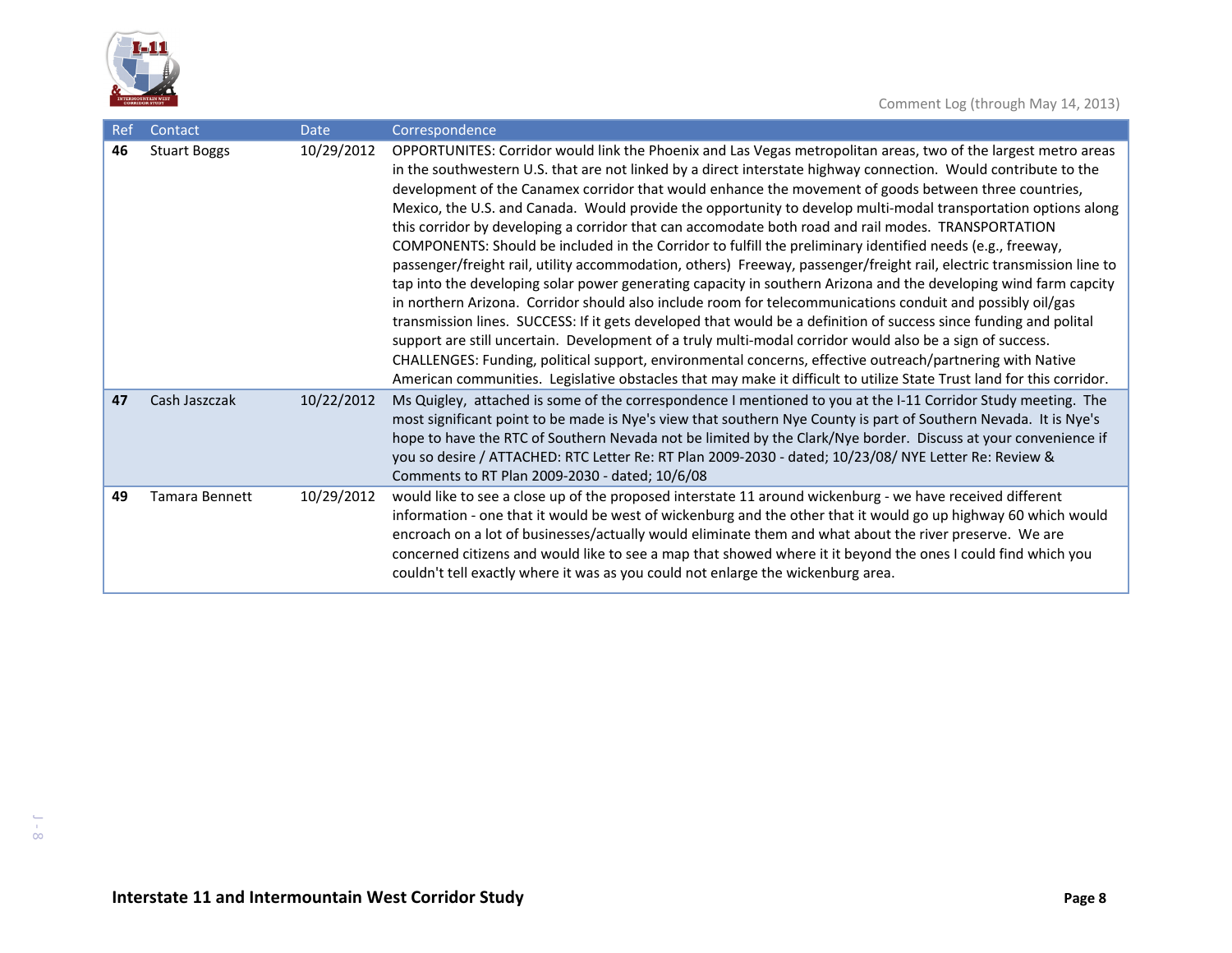| Ref | Contact | Date | Correspondence |
|---|---|---|---|
| **46** | Stuart Boggs | 10/29/2012 | OPPORTUNITES: Corridor would link the Phoenix and Las Vegas metropolitan areas, two of the largest metro areas in the southwestern U.S. that are not linked by a direct interstate highway connection. Would contribute to the development of the Canamex corridor that would enhance the movement of goods between three countries, Mexico, the U.S. and Canada. Would provide the opportunity to develop multi-modal transportation options along this corridor by developing a corridor that can accomodate both road and rail modes. TRANSPORTATION COMPONENTS: Should be included in the Corridor to fulfill the preliminary identified needs (e.g., freeway, passenger/freight rail, utility accommodation, others) Freeway, passenger/freight rail, electric transmission line to tap into the developing solar power generating capacity in southern Arizona and the developing wind farm capcity in northern Arizona. Corridor should also include room for telecommunications conduit and possibly oil/gas transmission lines. SUCCESS: If it gets developed that would be a definition of success since funding and polital support are still uncertain. Development of a truly multi-modal corridor would also be a sign of success. CHALLENGES: Funding, political support, environmental concerns, effective outreach/partnering with Native American communities. Legislative obstacles that may make it difficult to utilize State Trust land for this corridor. |
| **47** | Cash Jaszczak | 10/22/2012 | Ms Quigley, attached is some of the correspondence I mentioned to you at the I-11 Corridor Study meeting. The most significant point to be made is Nye's view that southern Nye County is part of Southern Nevada. It is Nye's hope to have the RTC of Southern Nevada not be limited by the Clark/Nye border. Discuss at your convenience if you so desire / ATTACHED: RTC Letter Re: RT Plan 2009-2030 - dated; 10/23/08/ NYE Letter Re: Review & Comments to RT Plan 2009-2030 - dated; 10/6/08 |
| **49** | Tamara Bennett | 10/29/2012 | would like to see a close up of the proposed interstate 11 around wickenburg - we have received different information - one that it would be west of wickenburg and the other that it would go up highway 60 which would encroach on a lot of businesses/actually would eliminate them and what about the river preserve. We are concerned citizens and would like to see a map that showed where it it beyond the ones I could find which you couldn't tell exactly where it was as you could not enlarge the wickenburg area. |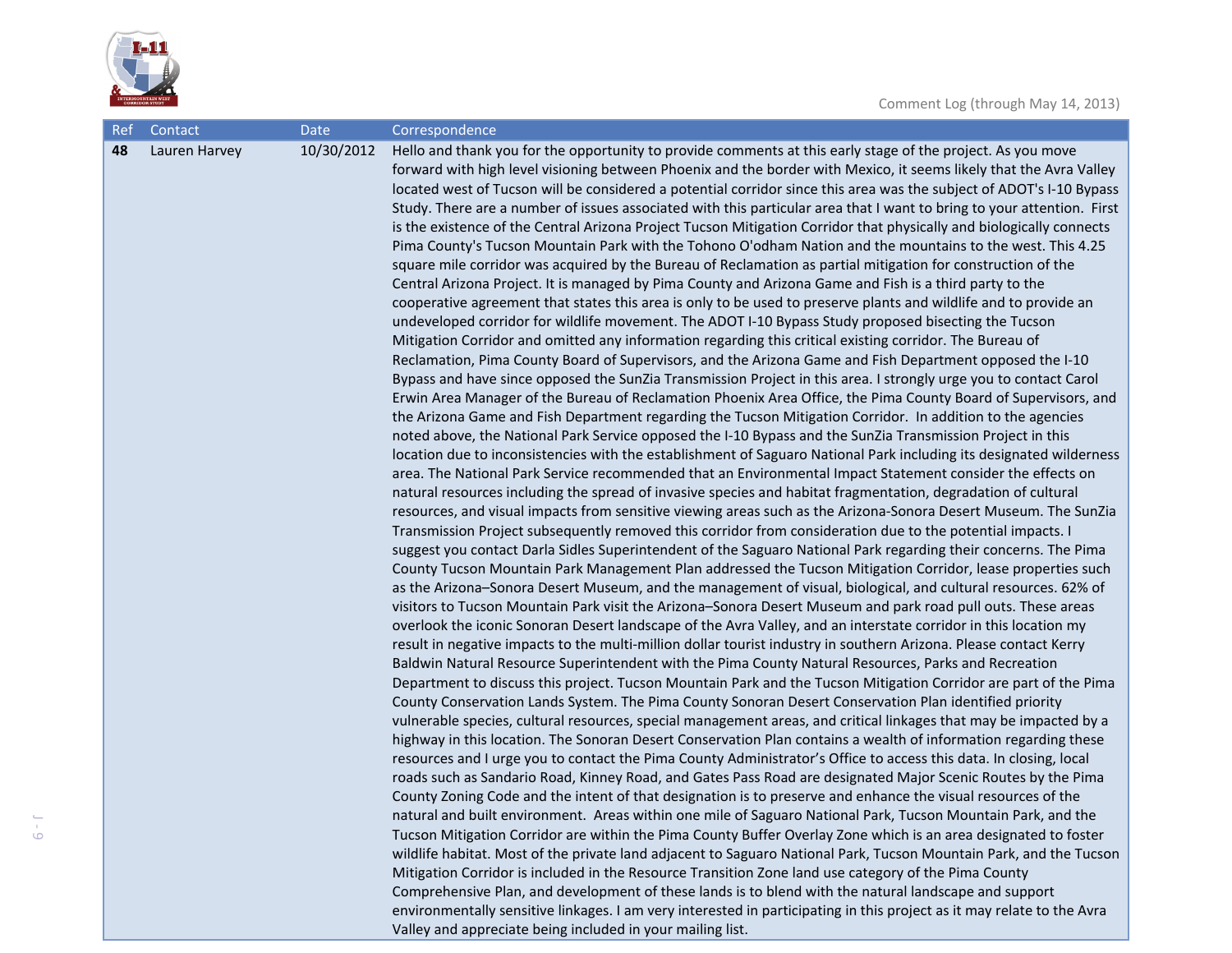| Ref | Contact | Date | Correspondence |
|---|---|---|---|
| **48** | Lauren Harvey | 10/30/2012 | Hello and thank you for the opportunity to provide comments at this early stage of the project. As you move forward with high level visioning between Phoenix and the border with Mexico, it seems likely that the Avra Valley located west of Tucson will be considered a potential corridor since this area was the subject of ADOT's I-10 Bypass Study. There are a number of issues associated with this particular area that I want to bring to your attention. First is the existence of the Central Arizona Project Tucson Mitigation Corridor that physically and biologically connects Pima County's Tucson Mountain Park with the Tohono O'odham Nation and the mountains to the west. This 4.25 square mile corridor was acquired by the Bureau of Reclamation as partial mitigation for construction of the Central Arizona Project. It is managed by Pima County and Arizona Game and Fish is a third party to the cooperative agreement that states this area is only to be used to preserve plants and wildlife and to provide an undeveloped corridor for wildlife movement. The ADOT I-10 Bypass Study proposed bisecting the Tucson Mitigation Corridor and omitted any information regarding this critical existing corridor. The Bureau of Reclamation, Pima County Board of Supervisors, and the Arizona Game and Fish Department opposed the I-10 Bypass and have since opposed the SunZia Transmission Project in this area. I strongly urge you to contact Carol Erwin Area Manager of the Bureau of Reclamation Phoenix Area Office, the Pima County Board of Supervisors, and the Arizona Game and Fish Department regarding the Tucson Mitigation Corridor. In addition to the agencies noted above, the National Park Service opposed the I-10 Bypass and the SunZia Transmission Project in this location due to inconsistencies with the establishment of Saguaro National Park including its designated wilderness area. The National Park Service recommended that an Environmental Impact Statement consider the effects on natural resources including the spread of invasive species and habitat fragmentation, degradation of cultural resources, and visual impacts from sensitive viewing areas such as the Arizona-Sonora Desert Museum. The SunZia Transmission Project subsequently removed this corridor from consideration due to the potential impacts. I suggest you contact Darla Sidles Superintendent of the Saguaro National Park regarding their concerns. The Pima County Tucson Mountain Park Management Plan addressed the Tucson Mitigation Corridor, lease properties such as the Arizona–Sonora Desert Museum, and the management of visual, biological, and cultural resources. 62% of visitors to Tucson Mountain Park visit the Arizona–Sonora Desert Museum and park road pull outs. These areas overlook the iconic Sonoran Desert landscape of the Avra Valley, and an interstate corridor in this location my result in negative impacts to the multi-million dollar tourist industry in southern Arizona. Please contact Kerry Baldwin Natural Resource Superintendent with the Pima County Natural Resources, Parks and Recreation Department to discuss this project. Tucson Mountain Park and the Tucson Mitigation Corridor are part of the Pima County Conservation Lands System. The Pima County Sonoran Desert Conservation Plan identified priority vulnerable species, cultural resources, special management areas, and critical linkages that may be impacted by a highway in this location. The Sonoran Desert Conservation Plan contains a wealth of information regarding these resources and I urge you to contact the Pima County Administrator's Office to access this data. In closing, local roads such as Sandario Road, Kinney Road, and Gates Pass Road are designated Major Scenic Routes by the Pima County Zoning Code and the intent of that designation is to preserve and enhance the visual resources of the natural and built environment. Areas within one mile of Saguaro National Park, Tucson Mountain Park, and the Tucson Mitigation Corridor are within the Pima County Buffer Overlay Zone which is an area designated to foster wildlife habitat. Most of the private land adjacent to Saguaro National Park, Tucson Mountain Park, and the Tucson Mitigation Corridor is included in the Resource Transition Zone land use category of the Pima County Comprehensive Plan, and development of these lands is to blend with the natural landscape and support environmentally sensitive linkages. I am very interested in participating in this project as it may relate to the Avra Valley and appreciate being included in your mailing list. |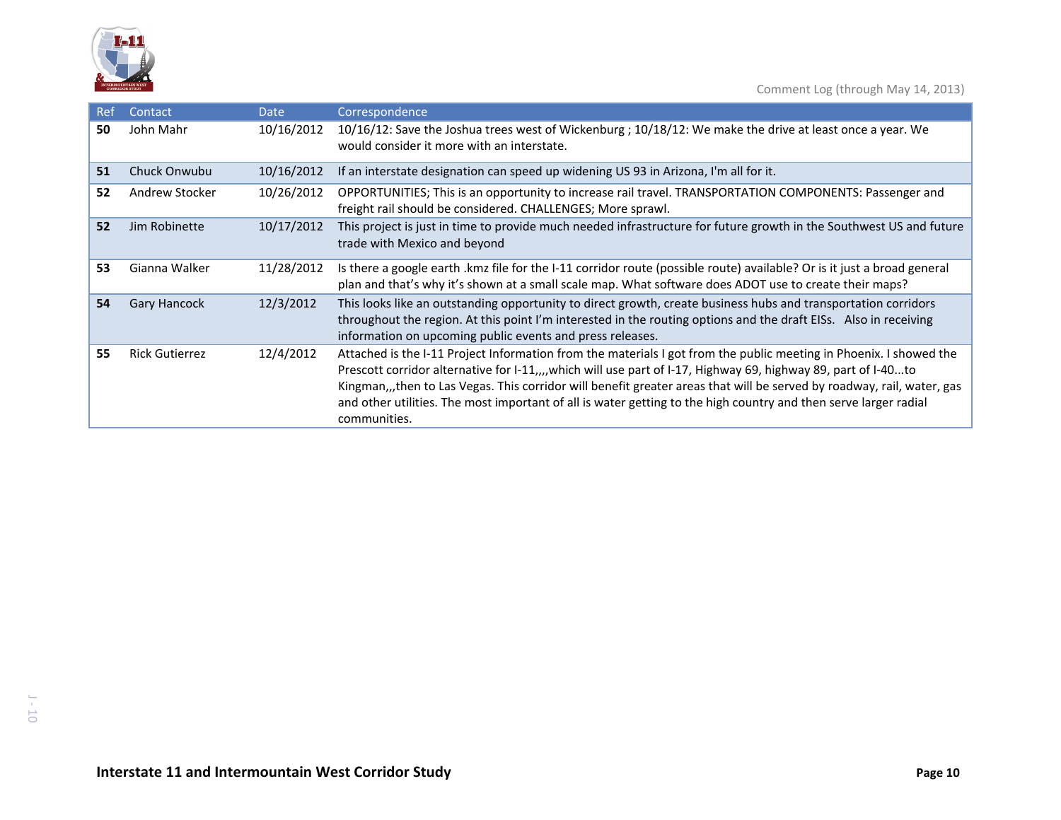| Ref | Contact | Date | Correspondence |
|---|---|---|---|
| **50** | John Mahr | 10/16/2012 | 10/16/12: Save the Joshua trees west of Wickenburg ; 10/18/12: We make the drive at least once a year. We would consider it more with an interstate. |
| **51** | Chuck Onwubu | 10/16/2012 | If an interstate designation can speed up widening US 93 in Arizona, I'm all for it. |
| **52** | Andrew Stocker | 10/26/2012 | OPPORTUNITIES; This is an opportunity to increase rail travel. TRANSPORTATION COMPONENTS: Passenger and freight rail should be considered. CHALLENGES; More sprawl. |
| **52** | Jim Robinette | 10/17/2012 | This project is just in time to provide much needed infrastructure for future growth in the Southwest US and future trade with Mexico and beyond |
| **53** | Gianna Walker | 11/28/2012 | Is there a google earth .kmz file for the I-11 corridor route (possible route) available? Or is it just a broad general plan and that's why it's shown at a small scale map. What software does ADOT use to create their maps? |
| **54** | Gary Hancock | 12/3/2012 | This looks like an outstanding opportunity to direct growth, create business hubs and transportation corridors throughout the region. At this point I'm interested in the routing options and the draft EISs. Also in receiving information on upcoming public events and press releases. |
| **55** | Rick Gutierrez | 12/4/2012 | Attached is the I-11 Project Information from the materials I got from the public meeting in Phoenix. I showed the Prescott corridor alternative for I-11,,,,which will use part of I-17, Highway 69, highway 89, part of I-40...to Kingman,,,then to Las Vegas. This corridor will benefit greater areas that will be served by roadway, rail, water, gas and other utilities. The most important of all is water getting to the high country and then serve larger radial communities. |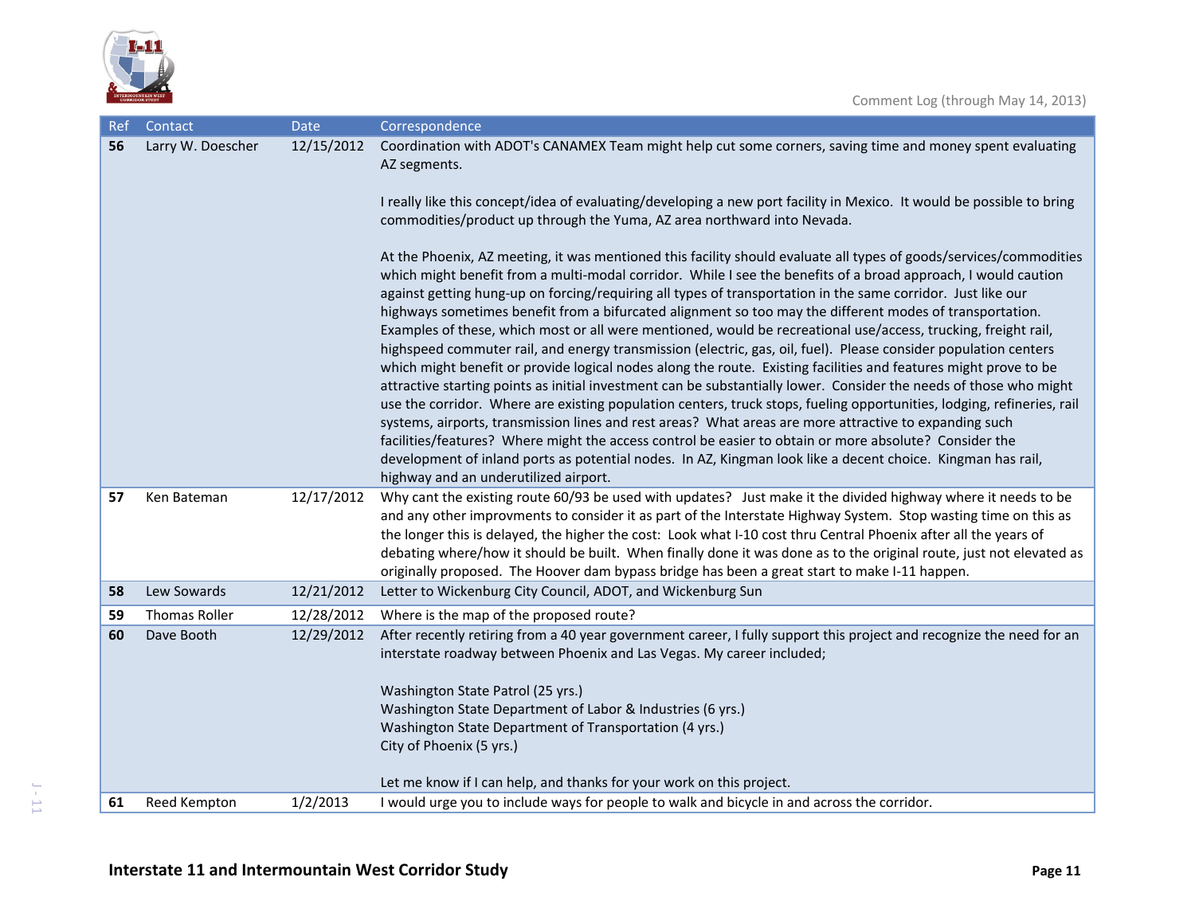| Ref | Contact | Date | Correspondence |
|---|---|---|---|
| **56** | Larry W. Doescher | 12/15/2012 | Coordination with ADOT's CANAMEX Team might help cut some corners, saving time and money spent evaluating AZ segments.<br><br>I really like this concept/idea of evaluating/developing a new port facility in Mexico. It would be possible to bring commodities/product up through the Yuma, AZ area northward into Nevada.<br><br>At the Phoenix, AZ meeting, it was mentioned this facility should evaluate all types of goods/services/commodities which might benefit from a multi-modal corridor. While I see the benefits of a broad approach, I would caution against getting hung-up on forcing/requiring all types of transportation in the same corridor. Just like our highways sometimes benefit from a bifurcated alignment so too may the different modes of transportation. Examples of these, which most or all were mentioned, would be recreational use/access, trucking, freight rail, highspeed commuter rail, and energy transmission (electric, gas, oil, fuel). Please consider population centers which might benefit or provide logical nodes along the route. Existing facilities and features might prove to be attractive starting points as initial investment can be substantially lower. Consider the needs of those who might use the corridor. Where are existing population centers, truck stops, fueling opportunities, lodging, refineries, rail systems, airports, transmission lines and rest areas? What areas are more attractive to expanding such facilities/features? Where might the access control be easier to obtain or more absolute? Consider the development of inland ports as potential nodes. In AZ, Kingman look like a decent choice. Kingman has rail, highway and an underutilized airport. |
| **57** | Ken Bateman | 12/17/2012 | Why cant the existing route 60/93 be used with updates? Just make it the divided highway where it needs to be and any other improvments to consider it as part of the Interstate Highway System. Stop wasting time on this as the longer this is delayed, the higher the cost: Look what I-10 cost thru Central Phoenix after all the years of debating where/how it should be built. When finally done it was done as to the original route, just not elevated as originally proposed. The Hoover dam bypass bridge has been a great start to make I-11 happen. |
| **58** | Lew Sowards | 12/21/2012 | Letter to Wickenburg City Council, ADOT, and Wickenburg Sun |
| **59** | Thomas Roller | 12/28/2012 | Where is the map of the proposed route? |
| **60** | Dave Booth | 12/29/2012 | After recently retiring from a 40 year government career, I fully support this project and recognize the need for an interstate roadway between Phoenix and Las Vegas. My career included;<br><br>Washington State Patrol (25 yrs.)<br>Washington State Department of Labor & Industries (6 yrs.)<br>Washington State Department of Transportation (4 yrs.)<br>City of Phoenix (5 yrs.)<br><br>Let me know if I can help, and thanks for your work on this project. |
| **61** | Reed Kempton | 1/2/2013 | I would urge you to include ways for people to walk and bicycle in and across the corridor. |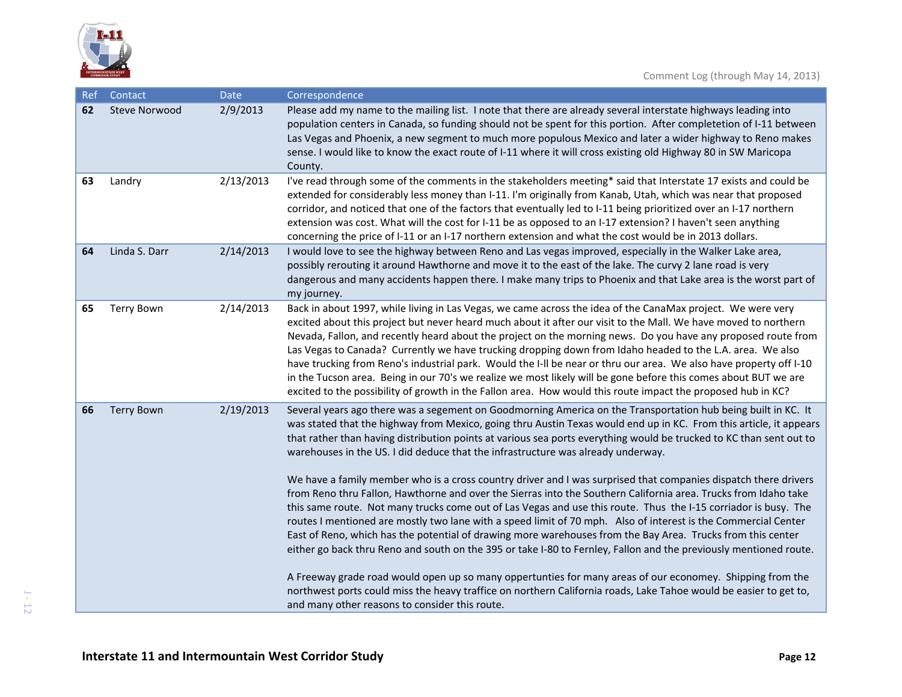| Ref | Contact | Date | Correspondence |
|---|---|---|---|
| **62** | Steve Norwood | 2/9/2013 | Please add my name to the mailing list. I note that there are already several interstate highways leading into population centers in Canada, so funding should not be spent for this portion. After completetion of I-11 between Las Vegas and Phoenix, a new segment to much more populous Mexico and later a wider highway to Reno makes sense. I would like to know the exact route of I-11 where it will cross existing old Highway 80 in SW Maricopa County. |
| **63** | Landry | 2/13/2013 | I've read through some of the comments in the stakeholders meeting* said that Interstate 17 exists and could be extended for considerably less money than I-11. I'm originally from Kanab, Utah, which was near that proposed corridor, and noticed that one of the factors that eventually led to I-11 being prioritized over an I-17 northern extension was cost. What will the cost for I-11 be as opposed to an I-17 extension? I haven't seen anything concerning the price of I-11 or an I-17 northern extension and what the cost would be in 2013 dollars. |
| **64** | Linda S. Darr | 2/14/2013 | I would love to see the highway between Reno and Las vegas improved, especially in the Walker Lake area, possibly rerouting it around Hawthorne and move it to the east of the lake. The curvy 2 lane road is very dangerous and many accidents happen there. I make many trips to Phoenix and that Lake area is the worst part of my journey. |
| **65** | Terry Bown | 2/14/2013 | Back in about 1997, while living in Las Vegas, we came across the idea of the CanaMax project. We were very excited about this project but never heard much about it after our visit to the Mall. We have moved to northern Nevada, Fallon, and recently heard about the project on the morning news. Do you have any proposed route from Las Vegas to Canada? Currently we have trucking dropping down from Idaho headed to the L.A. area. We also have trucking from Reno's industrial park. Would the I-ll be near or thru our area. We also have property off I-10 in the Tucson area. Being in our 70's we realize we most likely will be gone before this comes about BUT we are excited to the possibility of growth in the Fallon area. How would this route impact the proposed hub in KC? |
| **66** | Terry Bown | 2/19/2013 | Several years ago there was a segement on Goodmorning America on the Transportation hub being built in KC. It was stated that the highway from Mexico, going thru Austin Texas would end up in KC. From this article, it appears that rather than having distribution points at various sea ports everything would be trucked to KC than sent out to warehouses in the US. I did deduce that the infrastructure was already underway.<br><br>We have a family member who is a cross country driver and I was surprised that companies dispatch there drivers from Reno thru Fallon, Hawthorne and over the Sierras into the Southern California area. Trucks from Idaho take this same route. Not many trucks come out of Las Vegas and use this route. Thus the I-15 corriador is busy. The routes I mentioned are mostly two lane with a speed limit of 70 mph. Also of interest is the Commercial Center East of Reno, which has the potential of drawing more warehouses from the Bay Area. Trucks from this center either go back thru Reno and south on the 395 or take I-80 to Fernley, Fallon and the previously mentioned route.<br><br>A Freeway grade road would open up so many oppertunties for many areas of our economey. Shipping from the northwest ports could miss the heavy traffice on northern California roads, Lake Tahoe would be easier to get to, and many other reasons to consider this route. |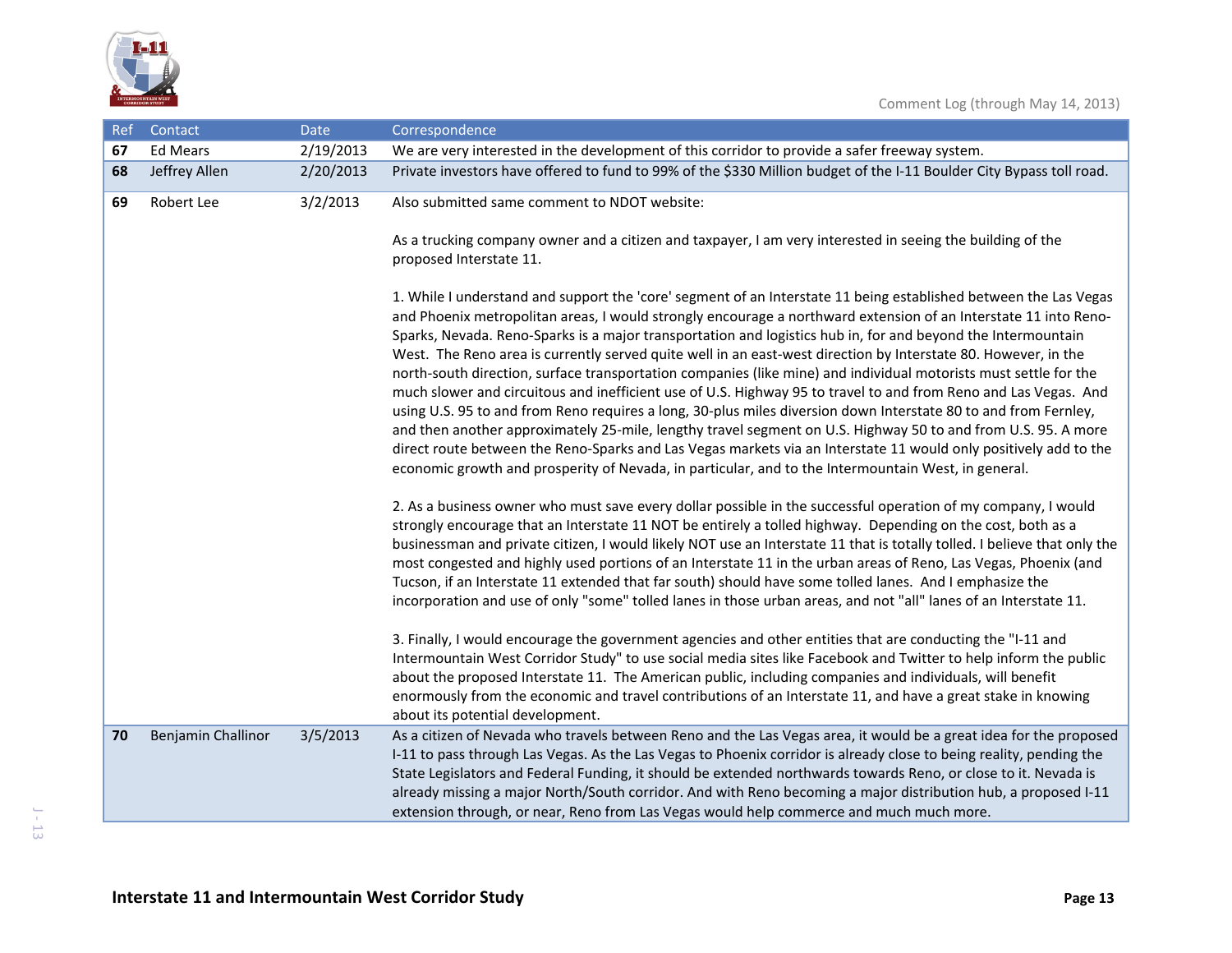| Ref | Contact | Date | Correspondence |
|---|---|---|---|
| **67** | Ed Mears | 2/19/2013 | We are very interested in the development of this corridor to provide a safer freeway system. |
| **68** | Jeffrey Allen | 2/20/2013 | Private investors have offered to fund to 99% of the $330 Million budget of the I-11 Boulder City Bypass toll road. |
| **69** | Robert Lee | 3/2/2013 | Also submitted same comment to NDOT website:<br><br>As a trucking company owner and a citizen and taxpayer, I am very interested in seeing the building of the proposed Interstate 11.<br><br>1. While I understand and support the 'core' segment of an Interstate 11 being established between the Las Vegas and Phoenix metropolitan areas, I would strongly encourage a northward extension of an Interstate 11 into Reno-Sparks, Nevada. Reno-Sparks is a major transportation and logistics hub in, for and beyond the Intermountain West. The Reno area is currently served quite well in an east-west direction by Interstate 80. However, in the north-south direction, surface transportation companies (like mine) and individual motorists must settle for the much slower and circuitous and inefficient use of U.S. Highway 95 to travel to and from Reno and Las Vegas. And using U.S. 95 to and from Reno requires a long, 30-plus miles diversion down Interstate 80 to and from Fernley, and then another approximately 25-mile, lengthy travel segment on U.S. Highway 50 to and from U.S. 95. A more direct route between the Reno-Sparks and Las Vegas markets via an Interstate 11 would only positively add to the economic growth and prosperity of Nevada, in particular, and to the Intermountain West, in general.<br><br>2. As a business owner who must save every dollar possible in the successful operation of my company, I would strongly encourage that an Interstate 11 NOT be entirely a tolled highway. Depending on the cost, both as a businessman and private citizen, I would likely NOT use an Interstate 11 that is totally tolled. I believe that only the most congested and highly used portions of an Interstate 11 in the urban areas of Reno, Las Vegas, Phoenix (and Tucson, if an Interstate 11 extended that far south) should have some tolled lanes. And I emphasize the incorporation and use of only "some" tolled lanes in those urban areas, and not "all" lanes of an Interstate 11.<br><br>3. Finally, I would encourage the government agencies and other entities that are conducting the "I-11 and Intermountain West Corridor Study" to use social media sites like Facebook and Twitter to help inform the public about the proposed Interstate 11. The American public, including companies and individuals, will benefit enormously from the economic and travel contributions of an Interstate 11, and have a great stake in knowing about its potential development. |
| **70** | Benjamin Challinor | 3/5/2013 | As a citizen of Nevada who travels between Reno and the Las Vegas area, it would be a great idea for the proposed I-11 to pass through Las Vegas. As the Las Vegas to Phoenix corridor is already close to being reality, pending the State Legislators and Federal Funding, it should be extended northwards towards Reno, or close to it. Nevada is already missing a major North/South corridor. And with Reno becoming a major distribution hub, a proposed I-11 extension through, or near, Reno from Las Vegas would help commerce and much much more. |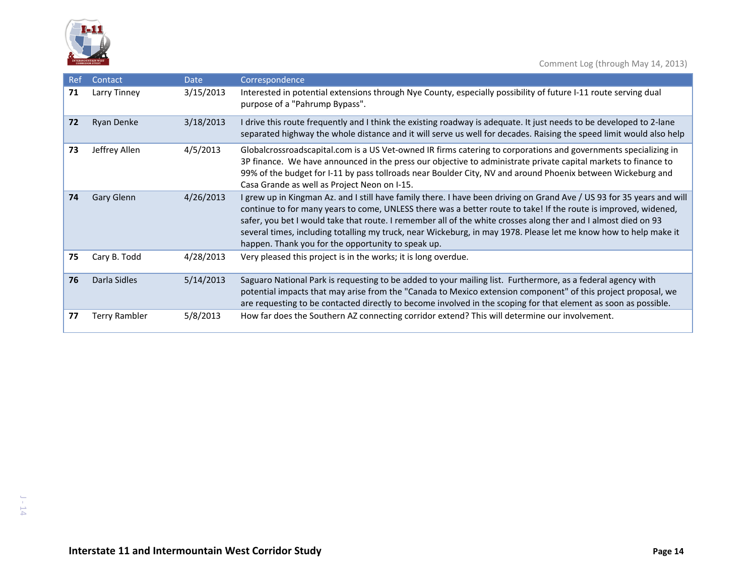| Ref | Contact | Date | Correspondence |
|---|---|---|---|
| **71** | Larry Tinney | 3/15/2013 | Interested in potential extensions through Nye County, especially possibility of future I-11 route serving dual purpose of a "Pahrump Bypass". |
| **72** | Ryan Denke | 3/18/2013 | I drive this route frequently and I think the existing roadway is adequate. It just needs to be developed to 2-lane separated highway the whole distance and it will serve us well for decades. Raising the speed limit would also help |
| **73** | Jeffrey Allen | 4/5/2013 | Globalcrossroadscapital.com is a US Vet-owned IR firms catering to corporations and governments specializing in 3P finance. We have announced in the press our objective to administrate private capital markets to finance to 99% of the budget for I-11 by pass tollroads near Boulder City, NV and around Phoenix between Wickeburg and Casa Grande as well as Project Neon on I-15. |
| **74** | Gary Glenn | 4/26/2013 | I grew up in Kingman Az. and I still have family there. I have been driving on Grand Ave / US 93 for 35 years and will continue to for many years to come, UNLESS there was a better route to take! If the route is improved, widened, safer, you bet I would take that route. I remember all of the white crosses along ther and I almost died on 93 several times, including totalling my truck, near Wickeburg, in may 1978. Please let me know how to help make it happen. Thank you for the opportunity to speak up. |
| **75** | Cary B. Todd | 4/28/2013 | Very pleased this project is in the works; it is long overdue. |
| **76** | Darla Sidles | 5/14/2013 | Saguaro National Park is requesting to be added to your mailing list. Furthermore, as a federal agency with potential impacts that may arise from the "Canada to Mexico extension component" of this project proposal, we are requesting to be contacted directly to become involved in the scoping for that element as soon as possible. |
| **77** | Terry Rambler | 5/8/2013 | How far does the Southern AZ connecting corridor extend? This will determine our involvement. |